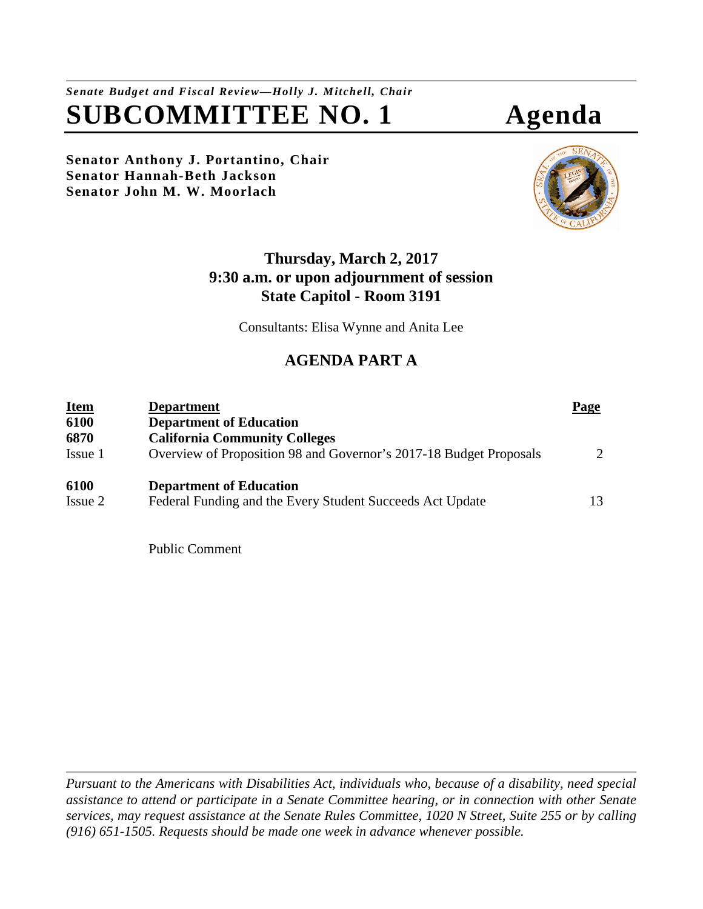*Senate Budget and Fiscal Review—Holly J. Mitchell, Chair*

# SUBCOMMITTEE NO. 1 Agenda

**Senator Anthony J. Portantino, Chair**
**Senator Hannah-Beth Jackson**
**Senator John M. W. Moorlach**

## Thursday, March 2, 2017
## 9:30 a.m. or upon adjournment of session
## State Capitol - Room 3191

Consultants: Elisa Wynne and Anita Lee

## AGENDA PART A

| Item | Department | Page |
|---|---|---|
| **6100** | **Department of Education** | |
| **6870** | **California Community Colleges** | |
| Issue 1 | Overview of Proposition 98 and Governor's 2017-18 Budget Proposals | 2 |
| **6100** | **Department of Education** | |
| Issue 2 | Federal Funding and the Every Student Succeeds Act Update | 13 |

Public Comment

*Pursuant to the Americans with Disabilities Act, individuals who, because of a disability, need special assistance to attend or participate in a Senate Committee hearing, or in connection with other Senate services, may request assistance at the Senate Rules Committee, 1020 N Street, Suite 255 or by calling (916) 651-1505. Requests should be made one week in advance whenever possible.*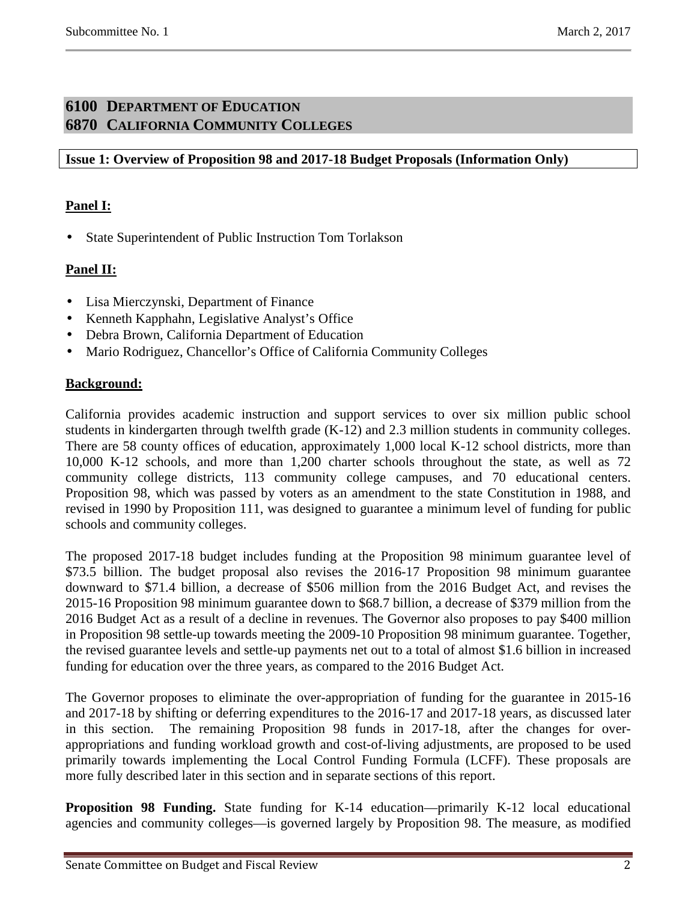# 6100 DEPARTMENT OF EDUCATION
# 6870 CALIFORNIA COMMUNITY COLLEGES

**Issue 1: Overview of Proposition 98 and 2017-18 Budget Proposals (Information Only)**

**Panel I:**

- State Superintendent of Public Instruction Tom Torlakson

**Panel II:**

- Lisa Mierczynski, Department of Finance
- Kenneth Kapphahn, Legislative Analyst's Office
- Debra Brown, California Department of Education
- Mario Rodriguez, Chancellor's Office of California Community Colleges

**Background:**

California provides academic instruction and support services to over six million public school students in kindergarten through twelfth grade (K-12) and 2.3 million students in community colleges. There are 58 county offices of education, approximately 1,000 local K-12 school districts, more than 10,000 K-12 schools, and more than 1,200 charter schools throughout the state, as well as 72 community college districts, 113 community college campuses, and 70 educational centers. Proposition 98, which was passed by voters as an amendment to the state Constitution in 1988, and revised in 1990 by Proposition 111, was designed to guarantee a minimum level of funding for public schools and community colleges.

The proposed 2017-18 budget includes funding at the Proposition 98 minimum guarantee level of $73.5 billion. The budget proposal also revises the 2016-17 Proposition 98 minimum guarantee downward to $71.4 billion, a decrease of $506 million from the 2016 Budget Act, and revises the 2015-16 Proposition 98 minimum guarantee down to $68.7 billion, a decrease of $379 million from the 2016 Budget Act as a result of a decline in revenues. The Governor also proposes to pay $400 million in Proposition 98 settle-up towards meeting the 2009-10 Proposition 98 minimum guarantee. Together, the revised guarantee levels and settle-up payments net out to a total of almost $1.6 billion in increased funding for education over the three years, as compared to the 2016 Budget Act.

The Governor proposes to eliminate the over-appropriation of funding for the guarantee in 2015-16 and 2017-18 by shifting or deferring expenditures to the 2016-17 and 2017-18 years, as discussed later in this section. The remaining Proposition 98 funds in 2017-18, after the changes for over-appropriations and funding workload growth and cost-of-living adjustments, are proposed to be used primarily towards implementing the Local Control Funding Formula (LCFF). These proposals are more fully described later in this section and in separate sections of this report.

**Proposition 98 Funding.** State funding for K-14 education—primarily K-12 local educational agencies and community colleges—is governed largely by Proposition 98. The measure, as modified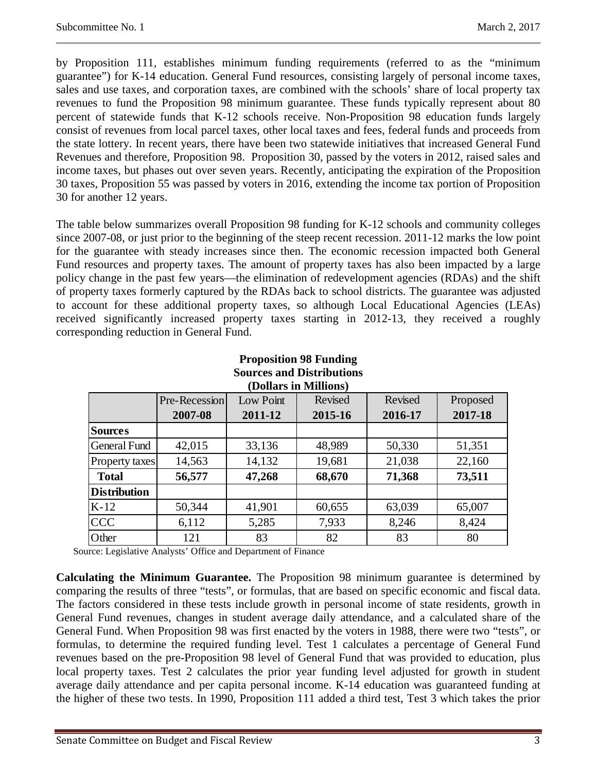by Proposition 111, establishes minimum funding requirements (referred to as the "minimum guarantee") for K-14 education. General Fund resources, consisting largely of personal income taxes, sales and use taxes, and corporation taxes, are combined with the schools' share of local property tax revenues to fund the Proposition 98 minimum guarantee. These funds typically represent about 80 percent of statewide funds that K-12 schools receive. Non-Proposition 98 education funds largely consist of revenues from local parcel taxes, other local taxes and fees, federal funds and proceeds from the state lottery. In recent years, there have been two statewide initiatives that increased General Fund Revenues and therefore, Proposition 98. Proposition 30, passed by the voters in 2012, raised sales and income taxes, but phases out over seven years. Recently, anticipating the expiration of the Proposition 30 taxes, Proposition 55 was passed by voters in 2016, extending the income tax portion of Proposition 30 for another 12 years.

The table below summarizes overall Proposition 98 funding for K-12 schools and community colleges since 2007-08, or just prior to the beginning of the steep recent recession. 2011-12 marks the low point for the guarantee with steady increases since then. The economic recession impacted both General Fund resources and property taxes. The amount of property taxes has also been impacted by a large policy change in the past few years—the elimination of redevelopment agencies (RDAs) and the shift of property taxes formerly captured by the RDAs back to school districts. The guarantee was adjusted to account for these additional property taxes, so although Local Educational Agencies (LEAs) received significantly increased property taxes starting in 2012-13, they received a roughly corresponding reduction in General Fund.

**Proposition 98 Funding**
**Sources and Distributions**
**(Dollars in Millions)**

| | Pre-Recession **2007-08** | Low Point **2011-12** | Revised **2015-16** | Revised **2016-17** | Proposed **2017-18** |
|---|---|---|---|---|---|
| **Sources** | | | | | |
| General Fund | 42,015 | 33,136 | 48,989 | 50,330 | 51,351 |
| Property taxes | 14,563 | 14,132 | 19,681 | 21,038 | 22,160 |
| **Total** | **56,577** | **47,268** | **68,670** | **71,368** | **73,511** |
| **Distribution** | | | | | |
| K-12 | 50,344 | 41,901 | 60,655 | 63,039 | 65,007 |
| CCC | 6,112 | 5,285 | 7,933 | 8,246 | 8,424 |
| Other | 121 | 83 | 82 | 83 | 80 |

Source: Legislative Analysts' Office and Department of Finance

**Calculating the Minimum Guarantee.** The Proposition 98 minimum guarantee is determined by comparing the results of three "tests", or formulas, that are based on specific economic and fiscal data. The factors considered in these tests include growth in personal income of state residents, growth in General Fund revenues, changes in student average daily attendance, and a calculated share of the General Fund. When Proposition 98 was first enacted by the voters in 1988, there were two "tests", or formulas, to determine the required funding level. Test 1 calculates a percentage of General Fund revenues based on the pre-Proposition 98 level of General Fund that was provided to education, plus local property taxes. Test 2 calculates the prior year funding level adjusted for growth in student average daily attendance and per capita personal income. K-14 education was guaranteed funding at the higher of these two tests. In 1990, Proposition 111 added a third test, Test 3 which takes the prior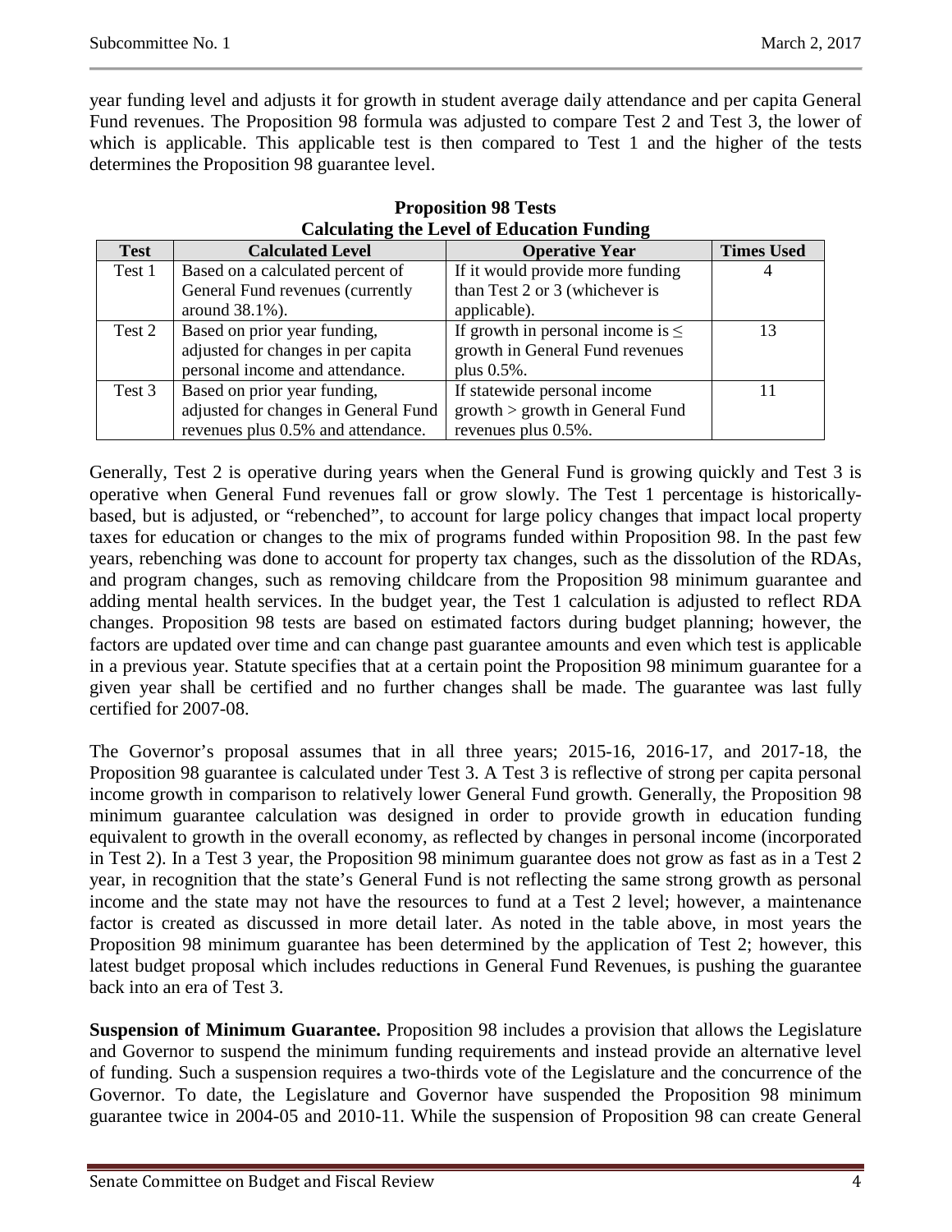year funding level and adjusts it for growth in student average daily attendance and per capita General Fund revenues. The Proposition 98 formula was adjusted to compare Test 2 and Test 3, the lower of which is applicable. This applicable test is then compared to Test 1 and the higher of the tests determines the Proposition 98 guarantee level.

**Proposition 98 Tests**
**Calculating the Level of Education Funding**

| Test | Calculated Level | Operative Year | Times Used |
|---|---|---|---|
| Test 1 | Based on a calculated percent of General Fund revenues (currently around 38.1%). | If it would provide more funding than Test 2 or 3 (whichever is applicable). | 4 |
| Test 2 | Based on prior year funding, adjusted for changes in per capita personal income and attendance. | If growth in personal income is ≤ growth in General Fund revenues plus 0.5%. | 13 |
| Test 3 | Based on prior year funding, adjusted for changes in General Fund revenues plus 0.5% and attendance. | If statewide personal income growth > growth in General Fund revenues plus 0.5%. | 11 |

Generally, Test 2 is operative during years when the General Fund is growing quickly and Test 3 is operative when General Fund revenues fall or grow slowly. The Test 1 percentage is historically-based, but is adjusted, or "rebenched", to account for large policy changes that impact local property taxes for education or changes to the mix of programs funded within Proposition 98. In the past few years, rebenching was done to account for property tax changes, such as the dissolution of the RDAs, and program changes, such as removing childcare from the Proposition 98 minimum guarantee and adding mental health services. In the budget year, the Test 1 calculation is adjusted to reflect RDA changes. Proposition 98 tests are based on estimated factors during budget planning; however, the factors are updated over time and can change past guarantee amounts and even which test is applicable in a previous year. Statute specifies that at a certain point the Proposition 98 minimum guarantee for a given year shall be certified and no further changes shall be made. The guarantee was last fully certified for 2007-08.

The Governor's proposal assumes that in all three years; 2015-16, 2016-17, and 2017-18, the Proposition 98 guarantee is calculated under Test 3. A Test 3 is reflective of strong per capita personal income growth in comparison to relatively lower General Fund growth. Generally, the Proposition 98 minimum guarantee calculation was designed in order to provide growth in education funding equivalent to growth in the overall economy, as reflected by changes in personal income (incorporated in Test 2). In a Test 3 year, the Proposition 98 minimum guarantee does not grow as fast as in a Test 2 year, in recognition that the state's General Fund is not reflecting the same strong growth as personal income and the state may not have the resources to fund at a Test 2 level; however, a maintenance factor is created as discussed in more detail later. As noted in the table above, in most years the Proposition 98 minimum guarantee has been determined by the application of Test 2; however, this latest budget proposal which includes reductions in General Fund Revenues, is pushing the guarantee back into an era of Test 3.

**Suspension of Minimum Guarantee.** Proposition 98 includes a provision that allows the Legislature and Governor to suspend the minimum funding requirements and instead provide an alternative level of funding. Such a suspension requires a two-thirds vote of the Legislature and the concurrence of the Governor. To date, the Legislature and Governor have suspended the Proposition 98 minimum guarantee twice in 2004-05 and 2010-11. While the suspension of Proposition 98 can create General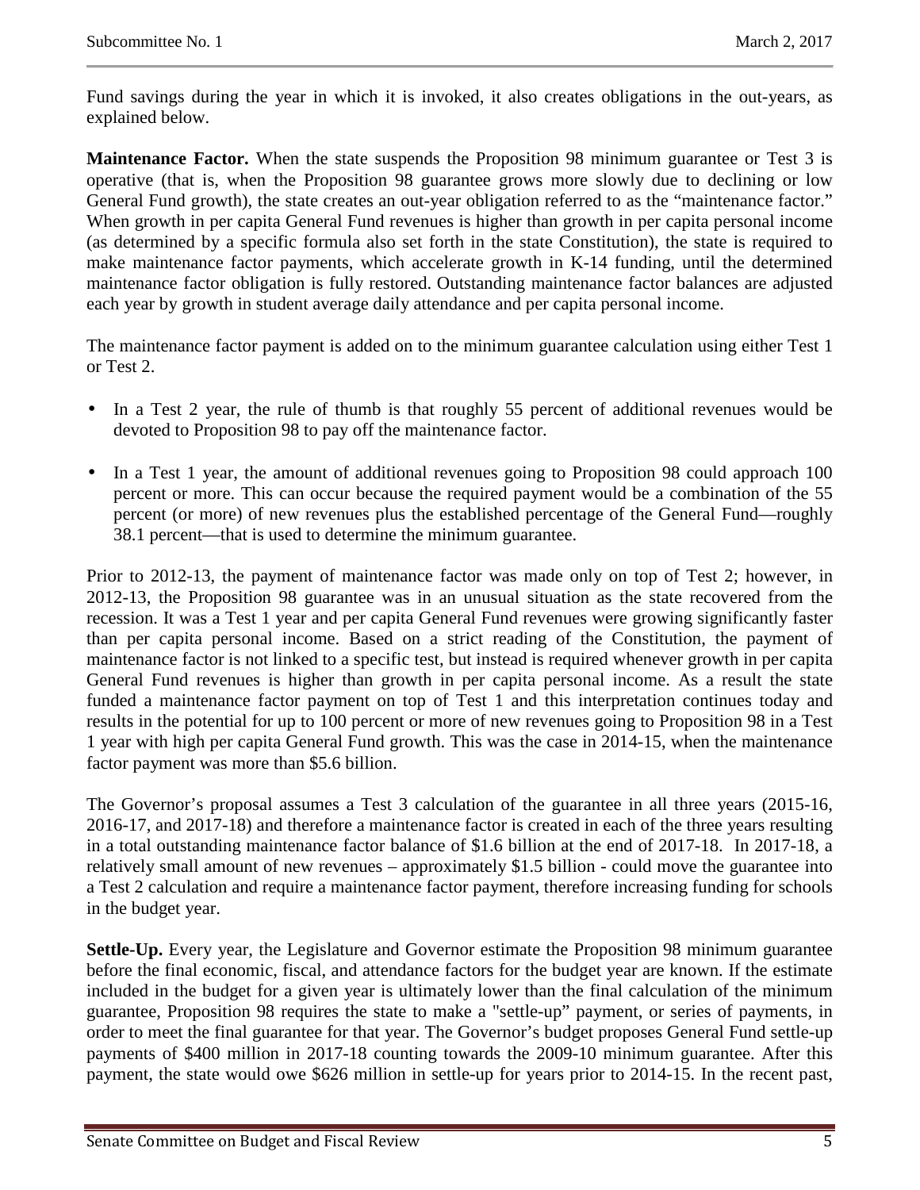Fund savings during the year in which it is invoked, it also creates obligations in the out-years, as explained below.

**Maintenance Factor.** When the state suspends the Proposition 98 minimum guarantee or Test 3 is operative (that is, when the Proposition 98 guarantee grows more slowly due to declining or low General Fund growth), the state creates an out-year obligation referred to as the "maintenance factor." When growth in per capita General Fund revenues is higher than growth in per capita personal income (as determined by a specific formula also set forth in the state Constitution), the state is required to make maintenance factor payments, which accelerate growth in K-14 funding, until the determined maintenance factor obligation is fully restored. Outstanding maintenance factor balances are adjusted each year by growth in student average daily attendance and per capita personal income.

The maintenance factor payment is added on to the minimum guarantee calculation using either Test 1 or Test 2.

- In a Test 2 year, the rule of thumb is that roughly 55 percent of additional revenues would be devoted to Proposition 98 to pay off the maintenance factor.
- In a Test 1 year, the amount of additional revenues going to Proposition 98 could approach 100 percent or more. This can occur because the required payment would be a combination of the 55 percent (or more) of new revenues plus the established percentage of the General Fund—roughly 38.1 percent—that is used to determine the minimum guarantee.

Prior to 2012-13, the payment of maintenance factor was made only on top of Test 2; however, in 2012-13, the Proposition 98 guarantee was in an unusual situation as the state recovered from the recession. It was a Test 1 year and per capita General Fund revenues were growing significantly faster than per capita personal income. Based on a strict reading of the Constitution, the payment of maintenance factor is not linked to a specific test, but instead is required whenever growth in per capita General Fund revenues is higher than growth in per capita personal income. As a result the state funded a maintenance factor payment on top of Test 1 and this interpretation continues today and results in the potential for up to 100 percent or more of new revenues going to Proposition 98 in a Test 1 year with high per capita General Fund growth. This was the case in 2014-15, when the maintenance factor payment was more than $5.6 billion.

The Governor's proposal assumes a Test 3 calculation of the guarantee in all three years (2015-16, 2016-17, and 2017-18) and therefore a maintenance factor is created in each of the three years resulting in a total outstanding maintenance factor balance of $1.6 billion at the end of 2017-18. In 2017-18, a relatively small amount of new revenues – approximately $1.5 billion - could move the guarantee into a Test 2 calculation and require a maintenance factor payment, therefore increasing funding for schools in the budget year.

**Settle-Up.** Every year, the Legislature and Governor estimate the Proposition 98 minimum guarantee before the final economic, fiscal, and attendance factors for the budget year are known. If the estimate included in the budget for a given year is ultimately lower than the final calculation of the minimum guarantee, Proposition 98 requires the state to make a "settle-up" payment, or series of payments, in order to meet the final guarantee for that year. The Governor's budget proposes General Fund settle-up payments of $400 million in 2017-18 counting towards the 2009-10 minimum guarantee. After this payment, the state would owe $626 million in settle-up for years prior to 2014-15. In the recent past,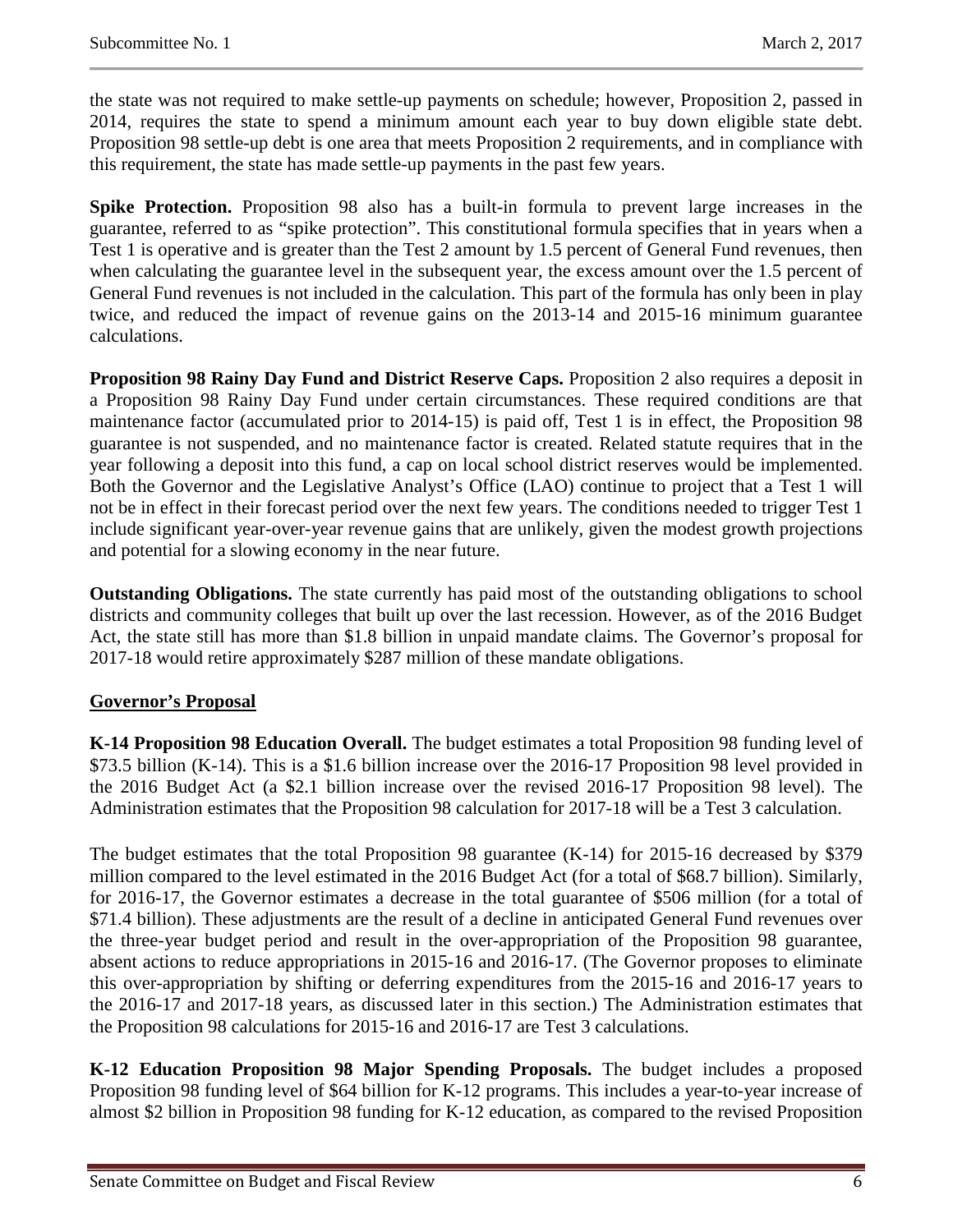the state was not required to make settle-up payments on schedule; however, Proposition 2, passed in 2014, requires the state to spend a minimum amount each year to buy down eligible state debt. Proposition 98 settle-up debt is one area that meets Proposition 2 requirements, and in compliance with this requirement, the state has made settle-up payments in the past few years.

**Spike Protection.** Proposition 98 also has a built-in formula to prevent large increases in the guarantee, referred to as "spike protection". This constitutional formula specifies that in years when a Test 1 is operative and is greater than the Test 2 amount by 1.5 percent of General Fund revenues, then when calculating the guarantee level in the subsequent year, the excess amount over the 1.5 percent of General Fund revenues is not included in the calculation. This part of the formula has only been in play twice, and reduced the impact of revenue gains on the 2013-14 and 2015-16 minimum guarantee calculations.

**Proposition 98 Rainy Day Fund and District Reserve Caps.** Proposition 2 also requires a deposit in a Proposition 98 Rainy Day Fund under certain circumstances. These required conditions are that maintenance factor (accumulated prior to 2014-15) is paid off, Test 1 is in effect, the Proposition 98 guarantee is not suspended, and no maintenance factor is created. Related statute requires that in the year following a deposit into this fund, a cap on local school district reserves would be implemented. Both the Governor and the Legislative Analyst's Office (LAO) continue to project that a Test 1 will not be in effect in their forecast period over the next few years. The conditions needed to trigger Test 1 include significant year-over-year revenue gains that are unlikely, given the modest growth projections and potential for a slowing economy in the near future.

**Outstanding Obligations.** The state currently has paid most of the outstanding obligations to school districts and community colleges that built up over the last recession. However, as of the 2016 Budget Act, the state still has more than $1.8 billion in unpaid mandate claims. The Governor's proposal for 2017-18 would retire approximately $287 million of these mandate obligations.

## Governor's Proposal

**K-14 Proposition 98 Education Overall.** The budget estimates a total Proposition 98 funding level of $73.5 billion (K-14). This is a $1.6 billion increase over the 2016-17 Proposition 98 level provided in the 2016 Budget Act (a $2.1 billion increase over the revised 2016-17 Proposition 98 level). The Administration estimates that the Proposition 98 calculation for 2017-18 will be a Test 3 calculation.

The budget estimates that the total Proposition 98 guarantee (K-14) for 2015-16 decreased by $379 million compared to the level estimated in the 2016 Budget Act (for a total of $68.7 billion). Similarly, for 2016-17, the Governor estimates a decrease in the total guarantee of $506 million (for a total of $71.4 billion). These adjustments are the result of a decline in anticipated General Fund revenues over the three-year budget period and result in the over-appropriation of the Proposition 98 guarantee, absent actions to reduce appropriations in 2015-16 and 2016-17. (The Governor proposes to eliminate this over-appropriation by shifting or deferring expenditures from the 2015-16 and 2016-17 years to the 2016-17 and 2017-18 years, as discussed later in this section.) The Administration estimates that the Proposition 98 calculations for 2015-16 and 2016-17 are Test 3 calculations.

**K-12 Education Proposition 98 Major Spending Proposals.** The budget includes a proposed Proposition 98 funding level of $64 billion for K-12 programs. This includes a year-to-year increase of almost $2 billion in Proposition 98 funding for K-12 education, as compared to the revised Proposition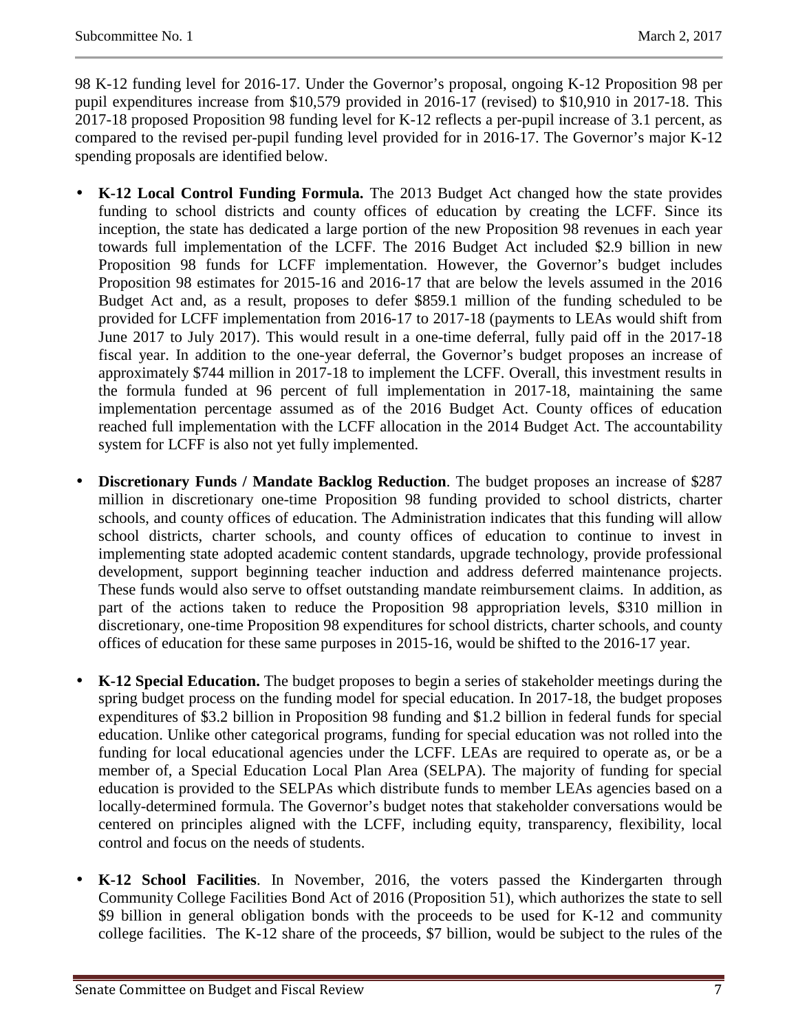98 K-12 funding level for 2016-17. Under the Governor's proposal, ongoing K-12 Proposition 98 per pupil expenditures increase from $10,579 provided in 2016-17 (revised) to $10,910 in 2017-18. This 2017-18 proposed Proposition 98 funding level for K-12 reflects a per-pupil increase of 3.1 percent, as compared to the revised per-pupil funding level provided for in 2016-17. The Governor's major K-12 spending proposals are identified below.

- **K-12 Local Control Funding Formula.** The 2013 Budget Act changed how the state provides funding to school districts and county offices of education by creating the LCFF. Since its inception, the state has dedicated a large portion of the new Proposition 98 revenues in each year towards full implementation of the LCFF. The 2016 Budget Act included $2.9 billion in new Proposition 98 funds for LCFF implementation. However, the Governor's budget includes Proposition 98 estimates for 2015-16 and 2016-17 that are below the levels assumed in the 2016 Budget Act and, as a result, proposes to defer $859.1 million of the funding scheduled to be provided for LCFF implementation from 2016-17 to 2017-18 (payments to LEAs would shift from June 2017 to July 2017). This would result in a one-time deferral, fully paid off in the 2017-18 fiscal year. In addition to the one-year deferral, the Governor's budget proposes an increase of approximately $744 million in 2017-18 to implement the LCFF. Overall, this investment results in the formula funded at 96 percent of full implementation in 2017-18, maintaining the same implementation percentage assumed as of the 2016 Budget Act. County offices of education reached full implementation with the LCFF allocation in the 2014 Budget Act. The accountability system for LCFF is also not yet fully implemented.

- **Discretionary Funds / Mandate Backlog Reduction**. The budget proposes an increase of $287 million in discretionary one-time Proposition 98 funding provided to school districts, charter schools, and county offices of education. The Administration indicates that this funding will allow school districts, charter schools, and county offices of education to continue to invest in implementing state adopted academic content standards, upgrade technology, provide professional development, support beginning teacher induction and address deferred maintenance projects. These funds would also serve to offset outstanding mandate reimbursement claims. In addition, as part of the actions taken to reduce the Proposition 98 appropriation levels, $310 million in discretionary, one-time Proposition 98 expenditures for school districts, charter schools, and county offices of education for these same purposes in 2015-16, would be shifted to the 2016-17 year.

- **K-12 Special Education.** The budget proposes to begin a series of stakeholder meetings during the spring budget process on the funding model for special education. In 2017-18, the budget proposes expenditures of $3.2 billion in Proposition 98 funding and $1.2 billion in federal funds for special education. Unlike other categorical programs, funding for special education was not rolled into the funding for local educational agencies under the LCFF. LEAs are required to operate as, or be a member of, a Special Education Local Plan Area (SELPA). The majority of funding for special education is provided to the SELPAs which distribute funds to member LEAs agencies based on a locally-determined formula. The Governor's budget notes that stakeholder conversations would be centered on principles aligned with the LCFF, including equity, transparency, flexibility, local control and focus on the needs of students.

- **K-12 School Facilities**. In November, 2016, the voters passed the Kindergarten through Community College Facilities Bond Act of 2016 (Proposition 51), which authorizes the state to sell $9 billion in general obligation bonds with the proceeds to be used for K-12 and community college facilities. The K-12 share of the proceeds, $7 billion, would be subject to the rules of the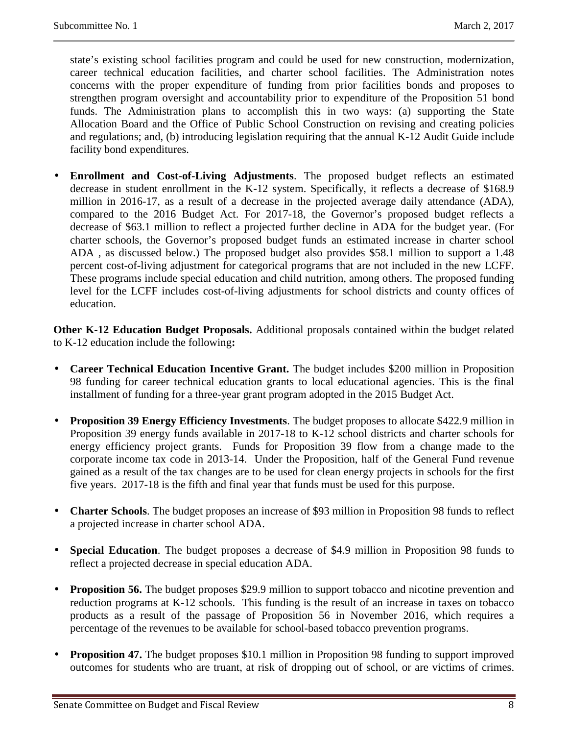state's existing school facilities program and could be used for new construction, modernization, career technical education facilities, and charter school facilities. The Administration notes concerns with the proper expenditure of funding from prior facilities bonds and proposes to strengthen program oversight and accountability prior to expenditure of the Proposition 51 bond funds. The Administration plans to accomplish this in two ways: (a) supporting the State Allocation Board and the Office of Public School Construction on revising and creating policies and regulations; and, (b) introducing legislation requiring that the annual K-12 Audit Guide include facility bond expenditures.

- **Enrollment and Cost-of-Living Adjustments**. The proposed budget reflects an estimated decrease in student enrollment in the K-12 system. Specifically, it reflects a decrease of $168.9 million in 2016-17, as a result of a decrease in the projected average daily attendance (ADA), compared to the 2016 Budget Act. For 2017-18, the Governor's proposed budget reflects a decrease of $63.1 million to reflect a projected further decline in ADA for the budget year. (For charter schools, the Governor's proposed budget funds an estimated increase in charter school ADA , as discussed below.) The proposed budget also provides $58.1 million to support a 1.48 percent cost-of-living adjustment for categorical programs that are not included in the new LCFF. These programs include special education and child nutrition, among others. The proposed funding level for the LCFF includes cost-of-living adjustments for school districts and county offices of education.

**Other K-12 Education Budget Proposals.** Additional proposals contained within the budget related to K-12 education include the following**:**

- **Career Technical Education Incentive Grant.** The budget includes $200 million in Proposition 98 funding for career technical education grants to local educational agencies. This is the final installment of funding for a three-year grant program adopted in the 2015 Budget Act.

- **Proposition 39 Energy Efficiency Investments**. The budget proposes to allocate $422.9 million in Proposition 39 energy funds available in 2017-18 to K-12 school districts and charter schools for energy efficiency project grants. Funds for Proposition 39 flow from a change made to the corporate income tax code in 2013-14. Under the Proposition, half of the General Fund revenue gained as a result of the tax changes are to be used for clean energy projects in schools for the first five years. 2017-18 is the fifth and final year that funds must be used for this purpose.

- **Charter Schools**. The budget proposes an increase of $93 million in Proposition 98 funds to reflect a projected increase in charter school ADA.

- **Special Education**. The budget proposes a decrease of $4.9 million in Proposition 98 funds to reflect a projected decrease in special education ADA.

- **Proposition 56.** The budget proposes $29.9 million to support tobacco and nicotine prevention and reduction programs at K-12 schools. This funding is the result of an increase in taxes on tobacco products as a result of the passage of Proposition 56 in November 2016, which requires a percentage of the revenues to be available for school-based tobacco prevention programs.

- **Proposition 47.** The budget proposes $10.1 million in Proposition 98 funding to support improved outcomes for students who are truant, at risk of dropping out of school, or are victims of crimes.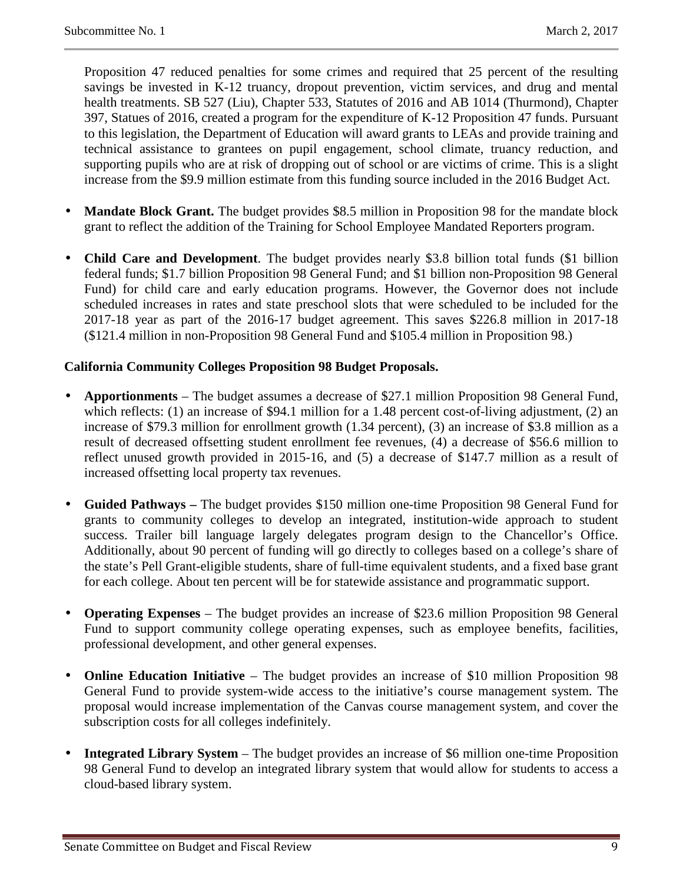Proposition 47 reduced penalties for some crimes and required that 25 percent of the resulting savings be invested in K-12 truancy, dropout prevention, victim services, and drug and mental health treatments. SB 527 (Liu), Chapter 533, Statutes of 2016 and AB 1014 (Thurmond), Chapter 397, Statues of 2016, created a program for the expenditure of K-12 Proposition 47 funds. Pursuant to this legislation, the Department of Education will award grants to LEAs and provide training and technical assistance to grantees on pupil engagement, school climate, truancy reduction, and supporting pupils who are at risk of dropping out of school or are victims of crime. This is a slight increase from the $9.9 million estimate from this funding source included in the 2016 Budget Act.

- **Mandate Block Grant.** The budget provides $8.5 million in Proposition 98 for the mandate block grant to reflect the addition of the Training for School Employee Mandated Reporters program.

- **Child Care and Development**. The budget provides nearly $3.8 billion total funds ($1 billion federal funds; $1.7 billion Proposition 98 General Fund; and $1 billion non-Proposition 98 General Fund) for child care and early education programs. However, the Governor does not include scheduled increases in rates and state preschool slots that were scheduled to be included for the 2017-18 year as part of the 2016-17 budget agreement. This saves $226.8 million in 2017-18 ($121.4 million in non-Proposition 98 General Fund and $105.4 million in Proposition 98.)

**California Community Colleges Proposition 98 Budget Proposals.**

- **Apportionments** – The budget assumes a decrease of $27.1 million Proposition 98 General Fund, which reflects: (1) an increase of $94.1 million for a 1.48 percent cost-of-living adjustment, (2) an increase of $79.3 million for enrollment growth (1.34 percent), (3) an increase of $3.8 million as a result of decreased offsetting student enrollment fee revenues, (4) a decrease of $56.6 million to reflect unused growth provided in 2015-16, and (5) a decrease of $147.7 million as a result of increased offsetting local property tax revenues.

- **Guided Pathways –** The budget provides $150 million one-time Proposition 98 General Fund for grants to community colleges to develop an integrated, institution-wide approach to student success. Trailer bill language largely delegates program design to the Chancellor's Office. Additionally, about 90 percent of funding will go directly to colleges based on a college's share of the state's Pell Grant-eligible students, share of full-time equivalent students, and a fixed base grant for each college. About ten percent will be for statewide assistance and programmatic support.

- **Operating Expenses** – The budget provides an increase of $23.6 million Proposition 98 General Fund to support community college operating expenses, such as employee benefits, facilities, professional development, and other general expenses.

- **Online Education Initiative** – The budget provides an increase of $10 million Proposition 98 General Fund to provide system-wide access to the initiative's course management system. The proposal would increase implementation of the Canvas course management system, and cover the subscription costs for all colleges indefinitely.

- **Integrated Library System** – The budget provides an increase of $6 million one-time Proposition 98 General Fund to develop an integrated library system that would allow for students to access a cloud-based library system.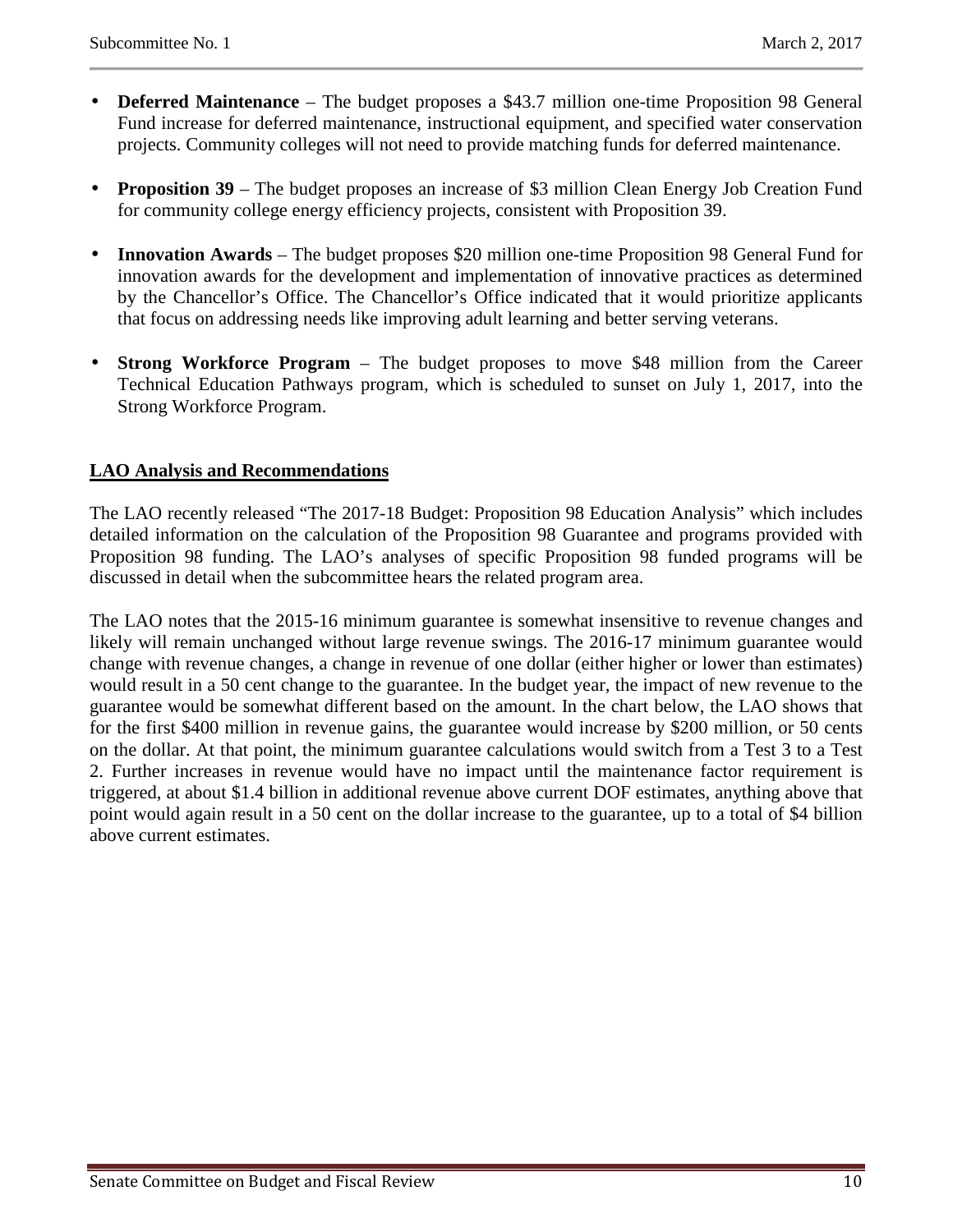- **Deferred Maintenance** – The budget proposes a $43.7 million one-time Proposition 98 General Fund increase for deferred maintenance, instructional equipment, and specified water conservation projects. Community colleges will not need to provide matching funds for deferred maintenance.

- **Proposition 39** – The budget proposes an increase of $3 million Clean Energy Job Creation Fund for community college energy efficiency projects, consistent with Proposition 39.

- **Innovation Awards** – The budget proposes $20 million one-time Proposition 98 General Fund for innovation awards for the development and implementation of innovative practices as determined by the Chancellor's Office. The Chancellor's Office indicated that it would prioritize applicants that focus on addressing needs like improving adult learning and better serving veterans.

- **Strong Workforce Program** – The budget proposes to move $48 million from the Career Technical Education Pathways program, which is scheduled to sunset on July 1, 2017, into the Strong Workforce Program.

**LAO Analysis and Recommendations**

The LAO recently released "The 2017-18 Budget: Proposition 98 Education Analysis" which includes detailed information on the calculation of the Proposition 98 Guarantee and programs provided with Proposition 98 funding. The LAO's analyses of specific Proposition 98 funded programs will be discussed in detail when the subcommittee hears the related program area.

The LAO notes that the 2015-16 minimum guarantee is somewhat insensitive to revenue changes and likely will remain unchanged without large revenue swings. The 2016-17 minimum guarantee would change with revenue changes, a change in revenue of one dollar (either higher or lower than estimates) would result in a 50 cent change to the guarantee. In the budget year, the impact of new revenue to the guarantee would be somewhat different based on the amount. In the chart below, the LAO shows that for the first $400 million in revenue gains, the guarantee would increase by $200 million, or 50 cents on the dollar. At that point, the minimum guarantee calculations would switch from a Test 3 to a Test 2. Further increases in revenue would have no impact until the maintenance factor requirement is triggered, at about $1.4 billion in additional revenue above current DOF estimates, anything above that point would again result in a 50 cent on the dollar increase to the guarantee, up to a total of $4 billion above current estimates.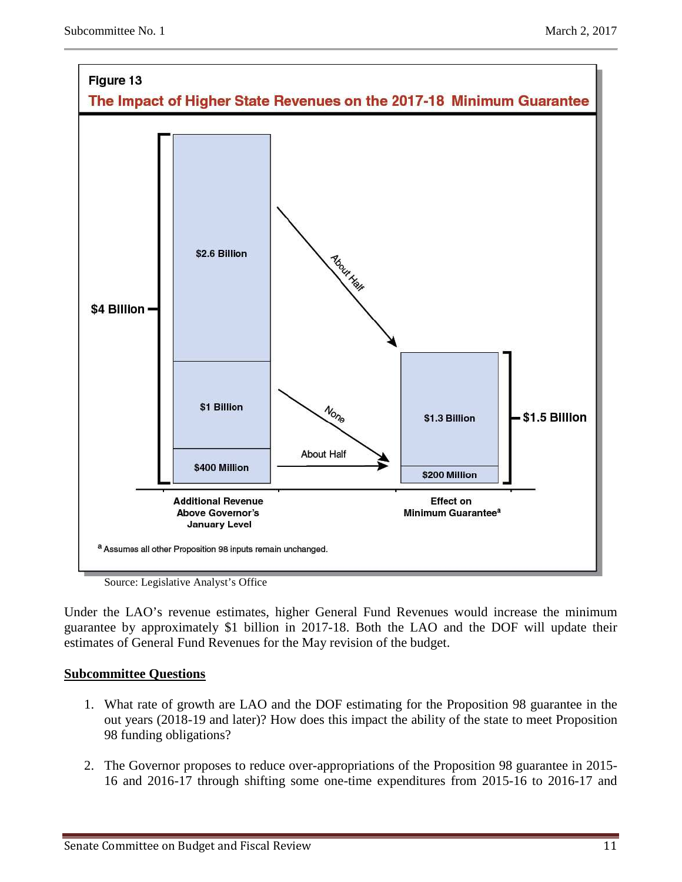**Figure 13**

**The Impact of Higher State Revenues on the 2017-18 Minimum Guarantee**

| Additional Revenue Above Governor's January Level | | Effect on Minimum Guarantee[a] |
|---|---|---|
| $2.6 Billion | About Half | $1.3 Billion |
| $1 Billion | None | |
| $400 Million | About Half | $200 Million |
| **$4 Billion** (total) | | **$1.5 Billion** (total) |

[a] Assumes all other Proposition 98 inputs remain unchanged.

Source: Legislative Analyst's Office

Under the LAO's revenue estimates, higher General Fund Revenues would increase the minimum guarantee by approximately $1 billion in 2017-18. Both the LAO and the DOF will update their estimates of General Fund Revenues for the May revision of the budget.

**Subcommittee Questions**

1. What rate of growth are LAO and the DOF estimating for the Proposition 98 guarantee in the out years (2018-19 and later)? How does this impact the ability of the state to meet Proposition 98 funding obligations?

2. The Governor proposes to reduce over-appropriations of the Proposition 98 guarantee in 2015-16 and 2016-17 through shifting some one-time expenditures from 2015-16 to 2016-17 and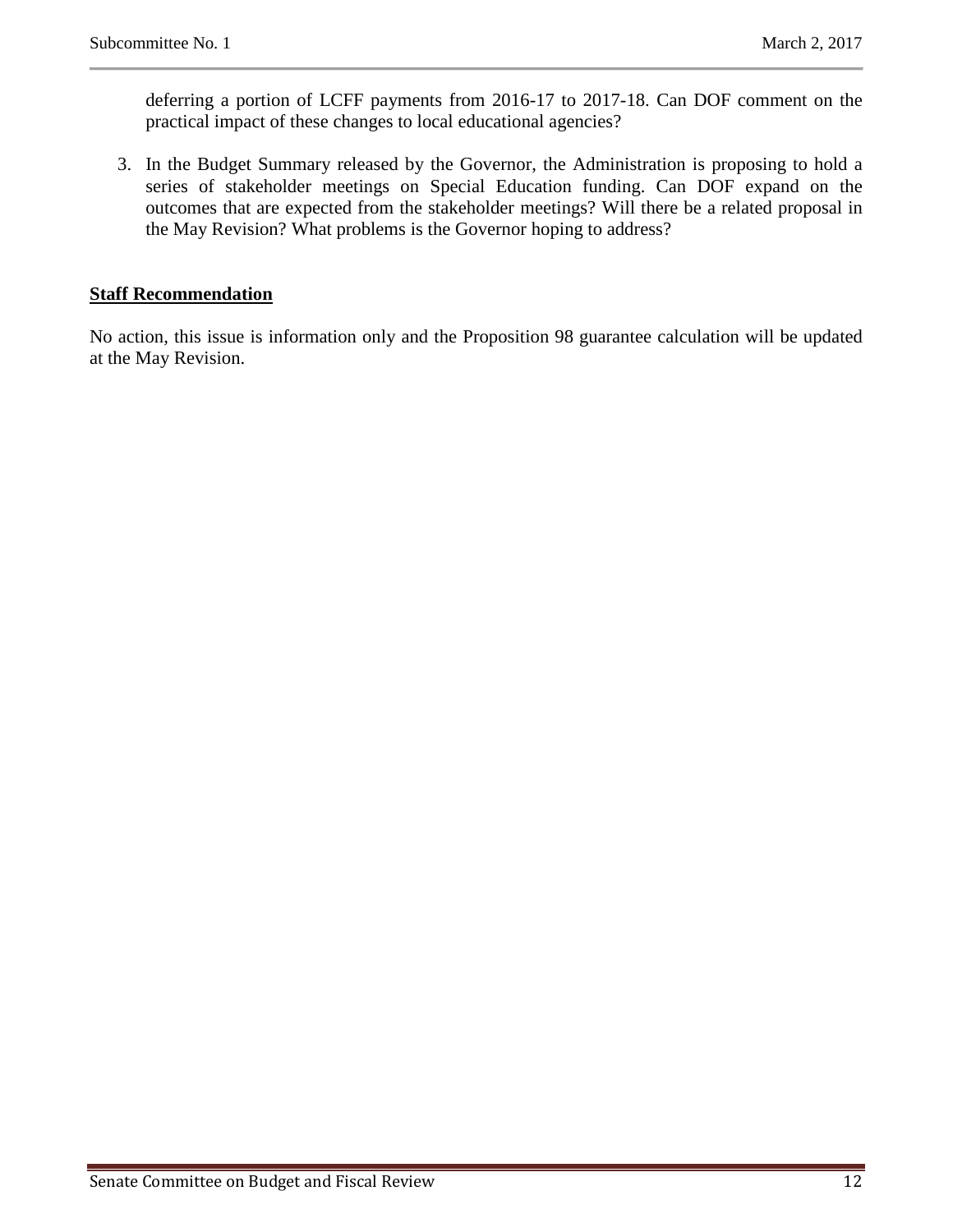deferring a portion of LCFF payments from 2016-17 to 2017-18. Can DOF comment on the practical impact of these changes to local educational agencies?

3. In the Budget Summary released by the Governor, the Administration is proposing to hold a series of stakeholder meetings on Special Education funding. Can DOF expand on the outcomes that are expected from the stakeholder meetings? Will there be a related proposal in the May Revision? What problems is the Governor hoping to address?

**Staff Recommendation**

No action, this issue is information only and the Proposition 98 guarantee calculation will be updated at the May Revision.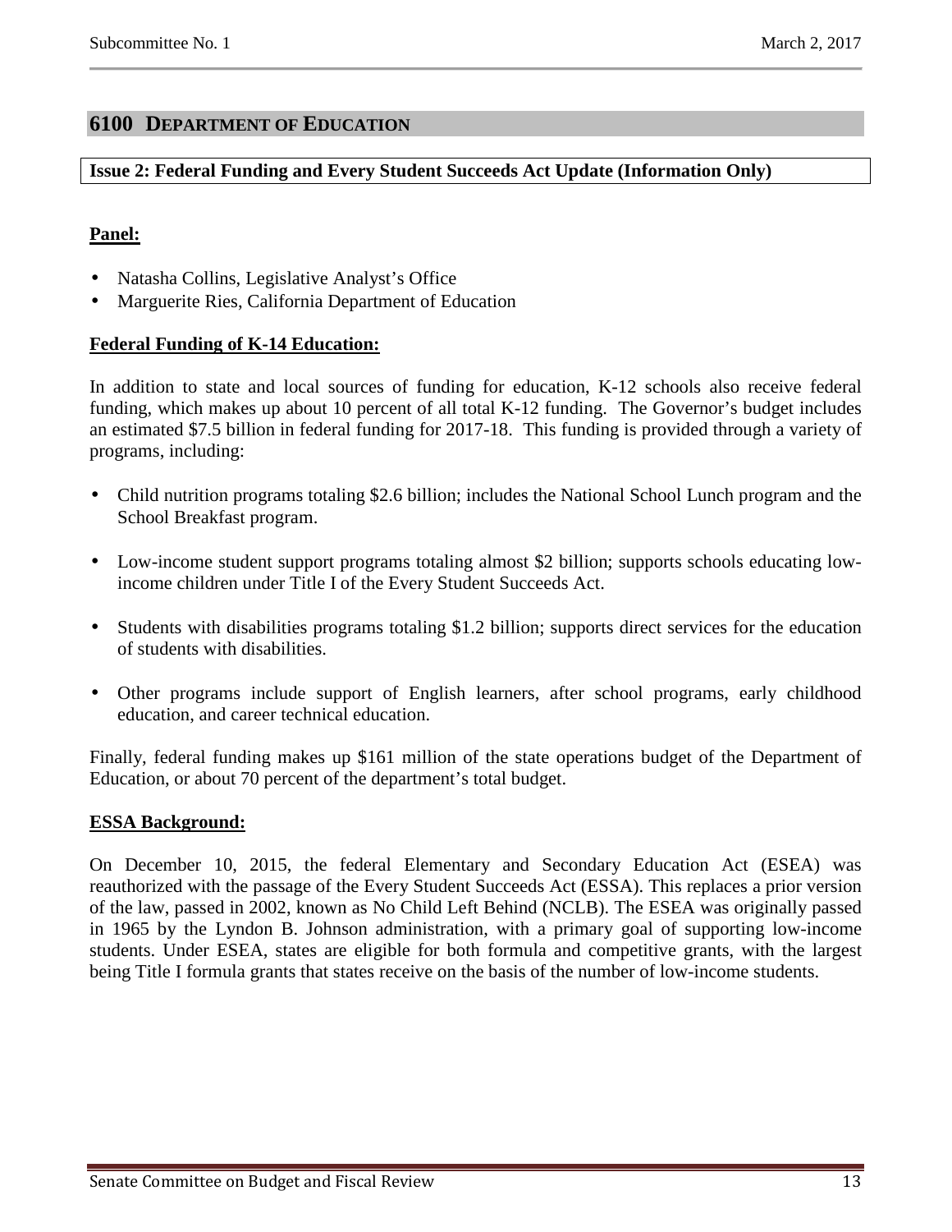## 6100 DEPARTMENT OF EDUCATION

**Issue 2: Federal Funding and Every Student Succeeds Act Update (Information Only)**

**Panel:**

- Natasha Collins, Legislative Analyst's Office
- Marguerite Ries, California Department of Education

**Federal Funding of K-14 Education:**

In addition to state and local sources of funding for education, K-12 schools also receive federal funding, which makes up about 10 percent of all total K-12 funding. The Governor's budget includes an estimated $7.5 billion in federal funding for 2017-18. This funding is provided through a variety of programs, including:

- Child nutrition programs totaling $2.6 billion; includes the National School Lunch program and the School Breakfast program.
- Low-income student support programs totaling almost $2 billion; supports schools educating low-income children under Title I of the Every Student Succeeds Act.
- Students with disabilities programs totaling $1.2 billion; supports direct services for the education of students with disabilities.
- Other programs include support of English learners, after school programs, early childhood education, and career technical education.

Finally, federal funding makes up $161 million of the state operations budget of the Department of Education, or about 70 percent of the department's total budget.

**ESSA Background:**

On December 10, 2015, the federal Elementary and Secondary Education Act (ESEA) was reauthorized with the passage of the Every Student Succeeds Act (ESSA). This replaces a prior version of the law, passed in 2002, known as No Child Left Behind (NCLB). The ESEA was originally passed in 1965 by the Lyndon B. Johnson administration, with a primary goal of supporting low-income students. Under ESEA, states are eligible for both formula and competitive grants, with the largest being Title I formula grants that states receive on the basis of the number of low-income students.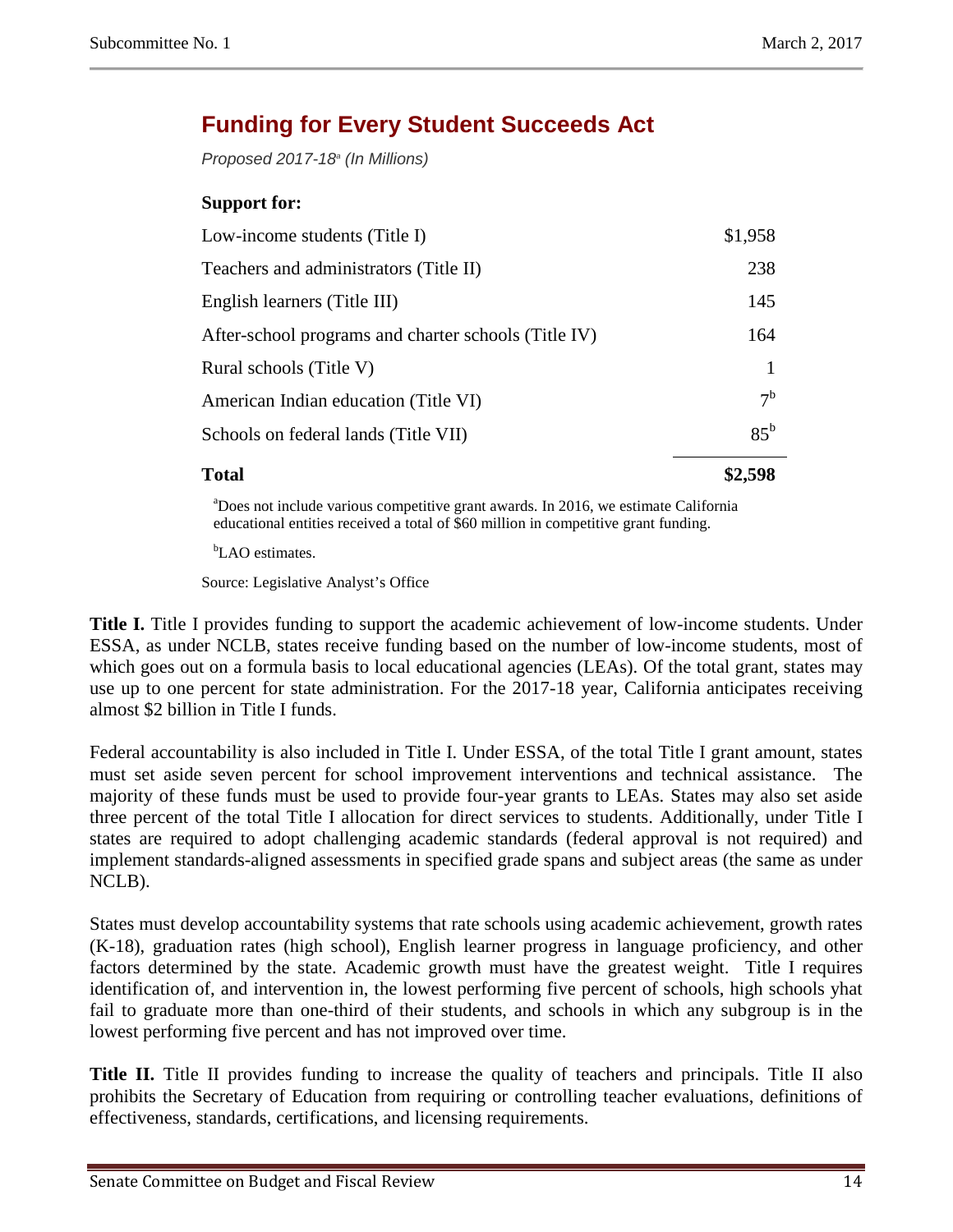## Funding for Every Student Succeeds Act

*Proposed 2017-18[a] (In Millions)*

| **Support for:** | |
|---|---|
| Low-income students (Title I) | $1,958 |
| Teachers and administrators (Title II) | 238 |
| English learners (Title III) | 145 |
| After-school programs and charter schools (Title IV) | 164 |
| Rural schools (Title V) | 1 |
| American Indian education (Title VI) | 7[b] |
| Schools on federal lands (Title VII) | 85[b] |
| **Total** | **$2,598** |

[a]Does not include various competitive grant awards. In 2016, we estimate California educational entities received a total of $60 million in competitive grant funding.

[b]LAO estimates.

Source: Legislative Analyst's Office

**Title I.** Title I provides funding to support the academic achievement of low-income students. Under ESSA, as under NCLB, states receive funding based on the number of low-income students, most of which goes out on a formula basis to local educational agencies (LEAs). Of the total grant, states may use up to one percent for state administration. For the 2017-18 year, California anticipates receiving almost $2 billion in Title I funds.

Federal accountability is also included in Title I. Under ESSA, of the total Title I grant amount, states must set aside seven percent for school improvement interventions and technical assistance. The majority of these funds must be used to provide four-year grants to LEAs. States may also set aside three percent of the total Title I allocation for direct services to students. Additionally, under Title I states are required to adopt challenging academic standards (federal approval is not required) and implement standards-aligned assessments in specified grade spans and subject areas (the same as under NCLB).

States must develop accountability systems that rate schools using academic achievement, growth rates (K-18), graduation rates (high school), English learner progress in language proficiency, and other factors determined by the state. Academic growth must have the greatest weight. Title I requires identification of, and intervention in, the lowest performing five percent of schools, high schools yhat fail to graduate more than one-third of their students, and schools in which any subgroup is in the lowest performing five percent and has not improved over time.

**Title II.** Title II provides funding to increase the quality of teachers and principals. Title II also prohibits the Secretary of Education from requiring or controlling teacher evaluations, definitions of effectiveness, standards, certifications, and licensing requirements.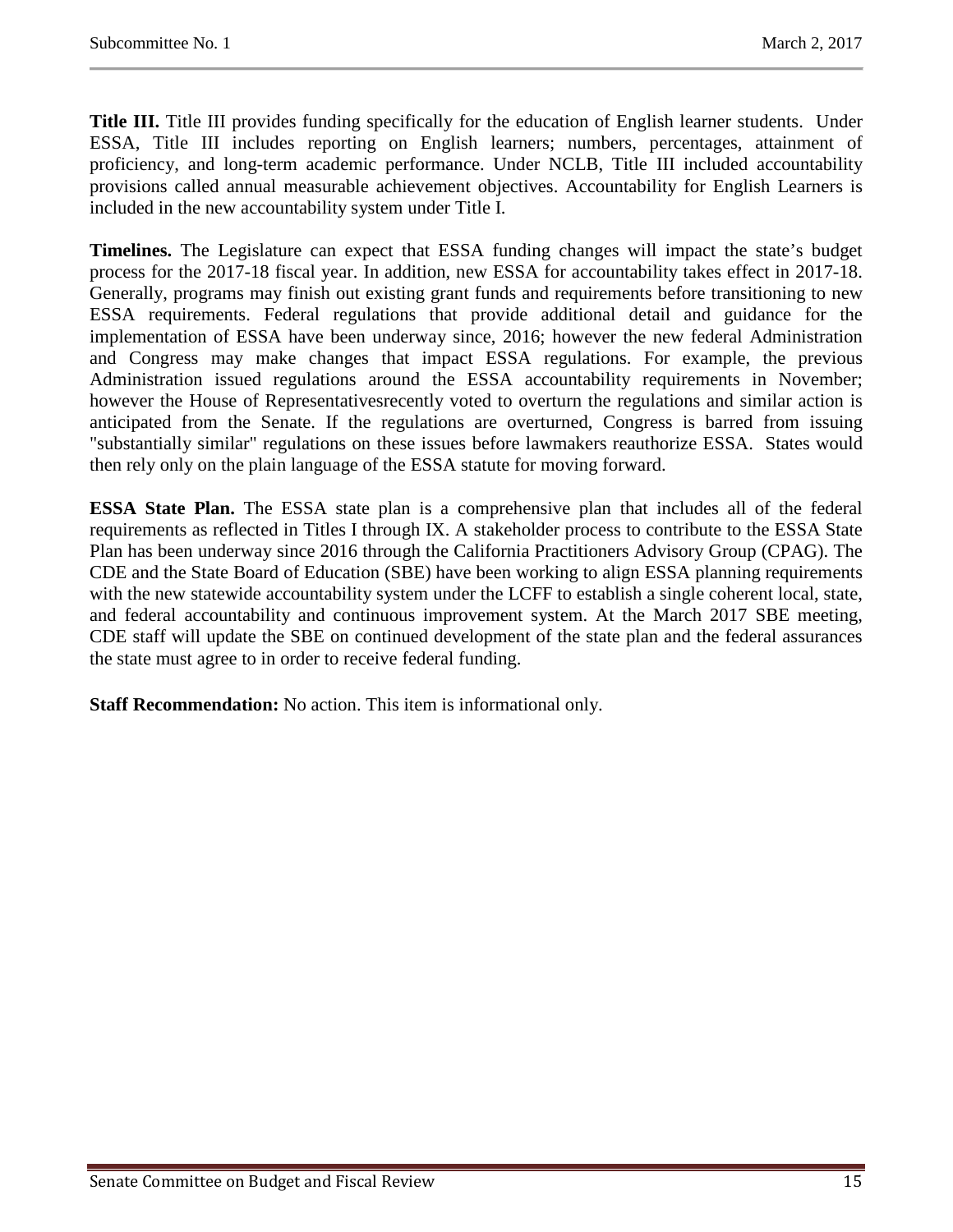**Title III.** Title III provides funding specifically for the education of English learner students. Under ESSA, Title III includes reporting on English learners; numbers, percentages, attainment of proficiency, and long-term academic performance. Under NCLB, Title III included accountability provisions called annual measurable achievement objectives. Accountability for English Learners is included in the new accountability system under Title I.

**Timelines.** The Legislature can expect that ESSA funding changes will impact the state's budget process for the 2017-18 fiscal year. In addition, new ESSA for accountability takes effect in 2017-18. Generally, programs may finish out existing grant funds and requirements before transitioning to new ESSA requirements. Federal regulations that provide additional detail and guidance for the implementation of ESSA have been underway since, 2016; however the new federal Administration and Congress may make changes that impact ESSA regulations. For example, the previous Administration issued regulations around the ESSA accountability requirements in November; however the House of Representativesrecently voted to overturn the regulations and similar action is anticipated from the Senate. If the regulations are overturned, Congress is barred from issuing "substantially similar" regulations on these issues before lawmakers reauthorize ESSA. States would then rely only on the plain language of the ESSA statute for moving forward.

**ESSA State Plan.** The ESSA state plan is a comprehensive plan that includes all of the federal requirements as reflected in Titles I through IX. A stakeholder process to contribute to the ESSA State Plan has been underway since 2016 through the California Practitioners Advisory Group (CPAG). The CDE and the State Board of Education (SBE) have been working to align ESSA planning requirements with the new statewide accountability system under the LCFF to establish a single coherent local, state, and federal accountability and continuous improvement system. At the March 2017 SBE meeting, CDE staff will update the SBE on continued development of the state plan and the federal assurances the state must agree to in order to receive federal funding.

**Staff Recommendation:** No action. This item is informational only.